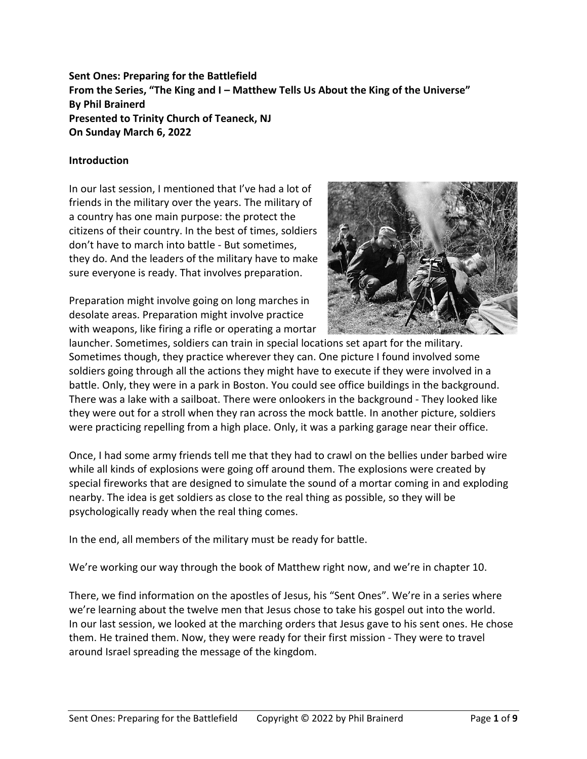**Sent Ones: Preparing for the Battlefield**
**From the Series, "The King and I – Matthew Tells Us About the King of the Universe"**
**By Phil Brainerd**
**Presented to Trinity Church of Teaneck, NJ**
**On Sunday March 6, 2022**

**Introduction**

In our last session, I mentioned that I've had a lot of friends in the military over the years. The military of a country has one main purpose: the protect the citizens of their country. In the best of times, soldiers don't have to march into battle - But sometimes, they do. And the leaders of the military have to make sure everyone is ready. That involves preparation.

Preparation might involve going on long marches in desolate areas. Preparation might involve practice with weapons, like firing a rifle or operating a mortar launcher. Sometimes, soldiers can train in special locations set apart for the military. Sometimes though, they practice wherever they can. One picture I found involved some soldiers going through all the actions they might have to execute if they were involved in a battle. Only, they were in a park in Boston. You could see office buildings in the background. There was a lake with a sailboat. There were onlookers in the background - They looked like they were out for a stroll when they ran across the mock battle. In another picture, soldiers were practicing repelling from a high place. Only, it was a parking garage near their office.

Once, I had some army friends tell me that they had to crawl on the bellies under barbed wire while all kinds of explosions were going off around them. The explosions were created by special fireworks that are designed to simulate the sound of a mortar coming in and exploding nearby. The idea is get soldiers as close to the real thing as possible, so they will be psychologically ready when the real thing comes.

In the end, all members of the military must be ready for battle.

We're working our way through the book of Matthew right now, and we're in chapter 10.

There, we find information on the apostles of Jesus, his "Sent Ones". We're in a series where we're learning about the twelve men that Jesus chose to take his gospel out into the world. In our last session, we looked at the marching orders that Jesus gave to his sent ones. He chose them. He trained them. Now, they were ready for their first mission - They were to travel around Israel spreading the message of the kingdom.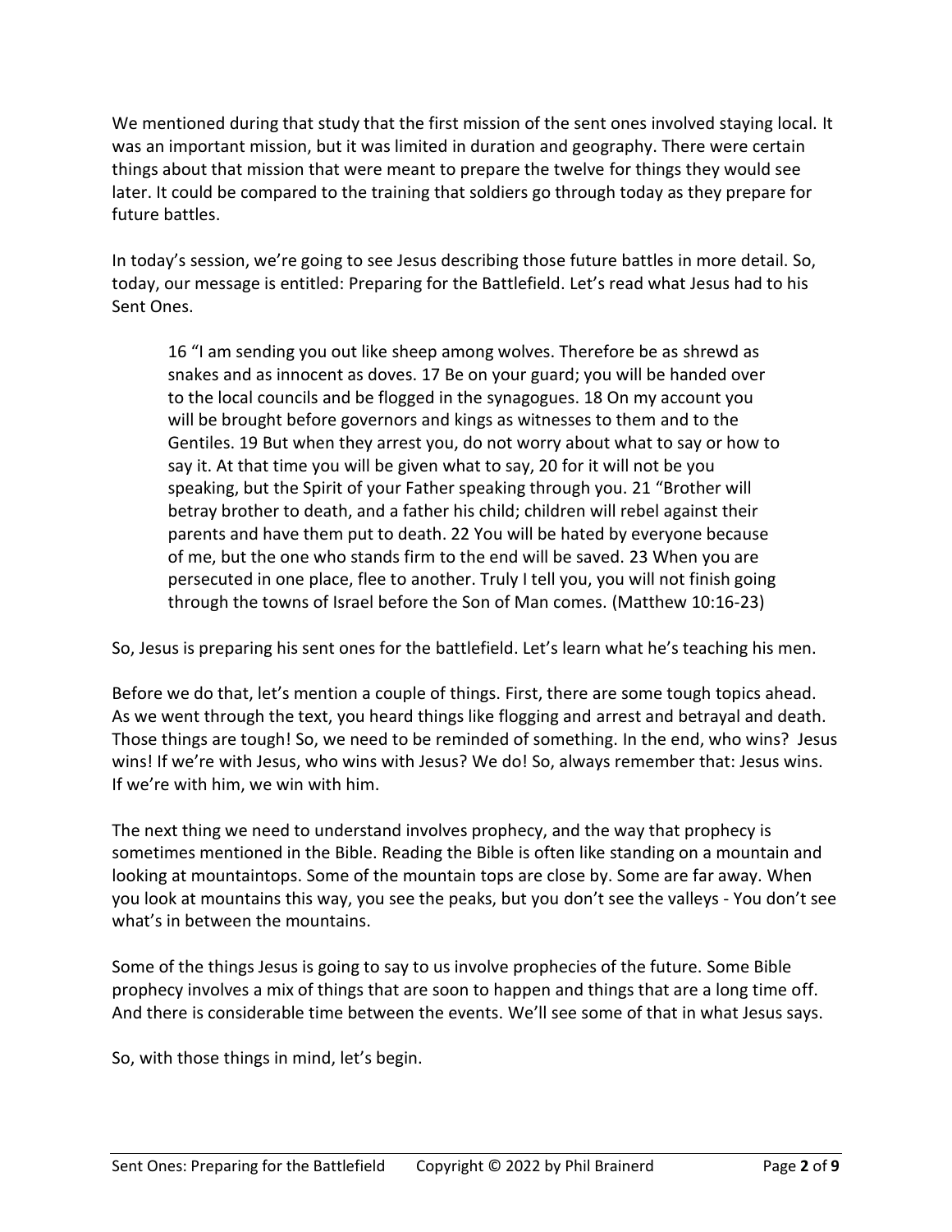We mentioned during that study that the first mission of the sent ones involved staying local. It was an important mission, but it was limited in duration and geography. There were certain things about that mission that were meant to prepare the twelve for things they would see later. It could be compared to the training that soldiers go through today as they prepare for future battles.

In today's session, we're going to see Jesus describing those future battles in more detail. So, today, our message is entitled: Preparing for the Battlefield. Let's read what Jesus had to his Sent Ones.

> 16 "I am sending you out like sheep among wolves. Therefore be as shrewd as snakes and as innocent as doves. 17 Be on your guard; you will be handed over to the local councils and be flogged in the synagogues. 18 On my account you will be brought before governors and kings as witnesses to them and to the Gentiles. 19 But when they arrest you, do not worry about what to say or how to say it. At that time you will be given what to say, 20 for it will not be you speaking, but the Spirit of your Father speaking through you. 21 "Brother will betray brother to death, and a father his child; children will rebel against their parents and have them put to death. 22 You will be hated by everyone because of me, but the one who stands firm to the end will be saved. 23 When you are persecuted in one place, flee to another. Truly I tell you, you will not finish going through the towns of Israel before the Son of Man comes. (Matthew 10:16-23)

So, Jesus is preparing his sent ones for the battlefield. Let's learn what he's teaching his men.

Before we do that, let's mention a couple of things. First, there are some tough topics ahead. As we went through the text, you heard things like flogging and arrest and betrayal and death. Those things are tough! So, we need to be reminded of something. In the end, who wins? Jesus wins! If we're with Jesus, who wins with Jesus? We do! So, always remember that: Jesus wins. If we're with him, we win with him.

The next thing we need to understand involves prophecy, and the way that prophecy is sometimes mentioned in the Bible. Reading the Bible is often like standing on a mountain and looking at mountaintops. Some of the mountain tops are close by. Some are far away. When you look at mountains this way, you see the peaks, but you don't see the valleys - You don't see what's in between the mountains.

Some of the things Jesus is going to say to us involve prophecies of the future. Some Bible prophecy involves a mix of things that are soon to happen and things that are a long time off. And there is considerable time between the events. We'll see some of that in what Jesus says.

So, with those things in mind, let's begin.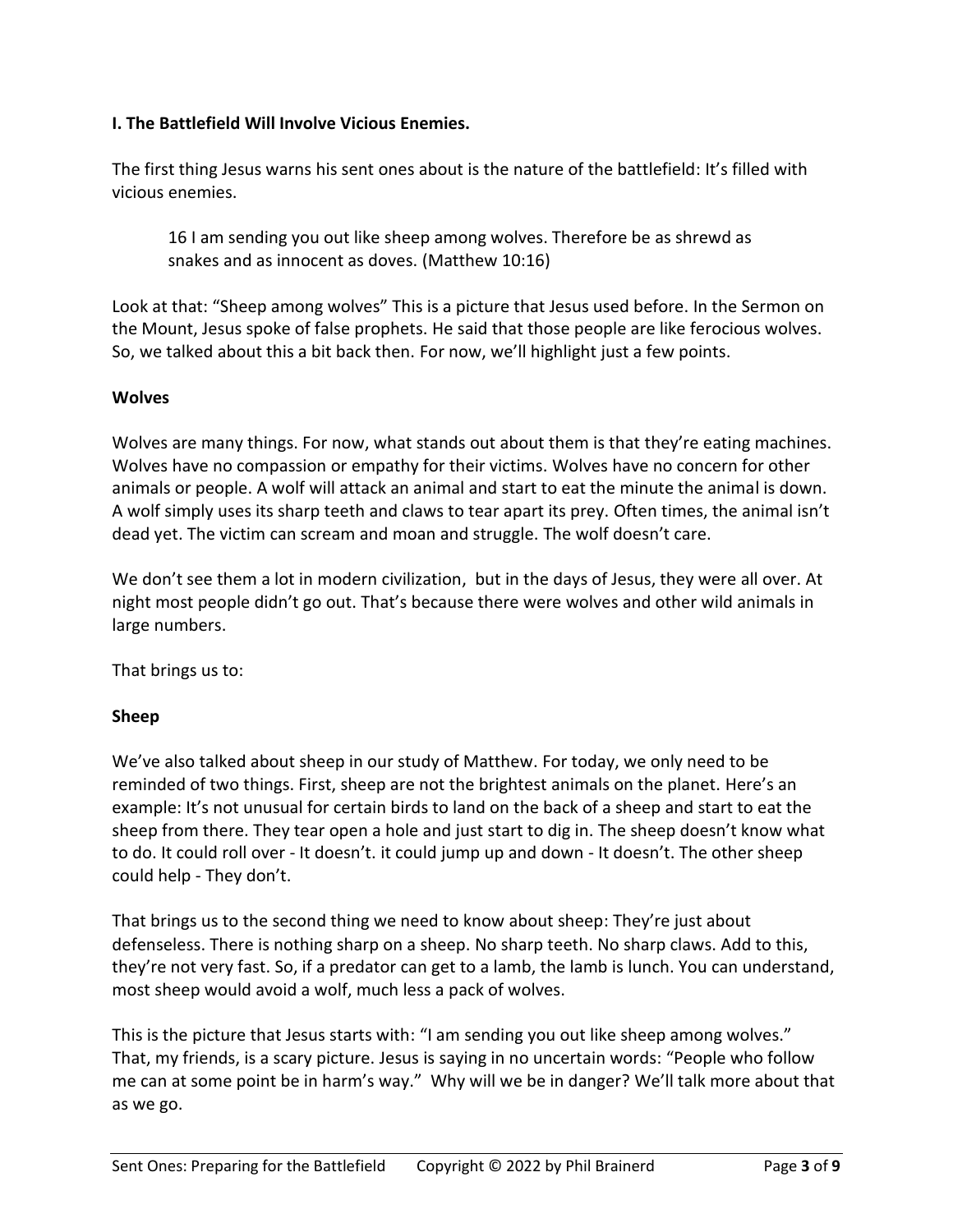**I. The Battlefield Will Involve Vicious Enemies.**

The first thing Jesus warns his sent ones about is the nature of the battlefield: It's filled with vicious enemies.

> 16 I am sending you out like sheep among wolves. Therefore be as shrewd as snakes and as innocent as doves. (Matthew 10:16)

Look at that: "Sheep among wolves" This is a picture that Jesus used before. In the Sermon on the Mount, Jesus spoke of false prophets. He said that those people are like ferocious wolves. So, we talked about this a bit back then. For now, we'll highlight just a few points.

**Wolves**

Wolves are many things. For now, what stands out about them is that they're eating machines. Wolves have no compassion or empathy for their victims. Wolves have no concern for other animals or people. A wolf will attack an animal and start to eat the minute the animal is down. A wolf simply uses its sharp teeth and claws to tear apart its prey. Often times, the animal isn't dead yet. The victim can scream and moan and struggle. The wolf doesn't care.

We don't see them a lot in modern civilization, but in the days of Jesus, they were all over. At night most people didn't go out. That's because there were wolves and other wild animals in large numbers.

That brings us to:

**Sheep**

We've also talked about sheep in our study of Matthew. For today, we only need to be reminded of two things. First, sheep are not the brightest animals on the planet. Here's an example: It's not unusual for certain birds to land on the back of a sheep and start to eat the sheep from there. They tear open a hole and just start to dig in. The sheep doesn't know what to do. It could roll over - It doesn't. it could jump up and down - It doesn't. The other sheep could help - They don't.

That brings us to the second thing we need to know about sheep: They're just about defenseless. There is nothing sharp on a sheep. No sharp teeth. No sharp claws. Add to this, they're not very fast. So, if a predator can get to a lamb, the lamb is lunch. You can understand, most sheep would avoid a wolf, much less a pack of wolves.

This is the picture that Jesus starts with: "I am sending you out like sheep among wolves." That, my friends, is a scary picture. Jesus is saying in no uncertain words: "People who follow me can at some point be in harm's way." Why will we be in danger? We'll talk more about that as we go.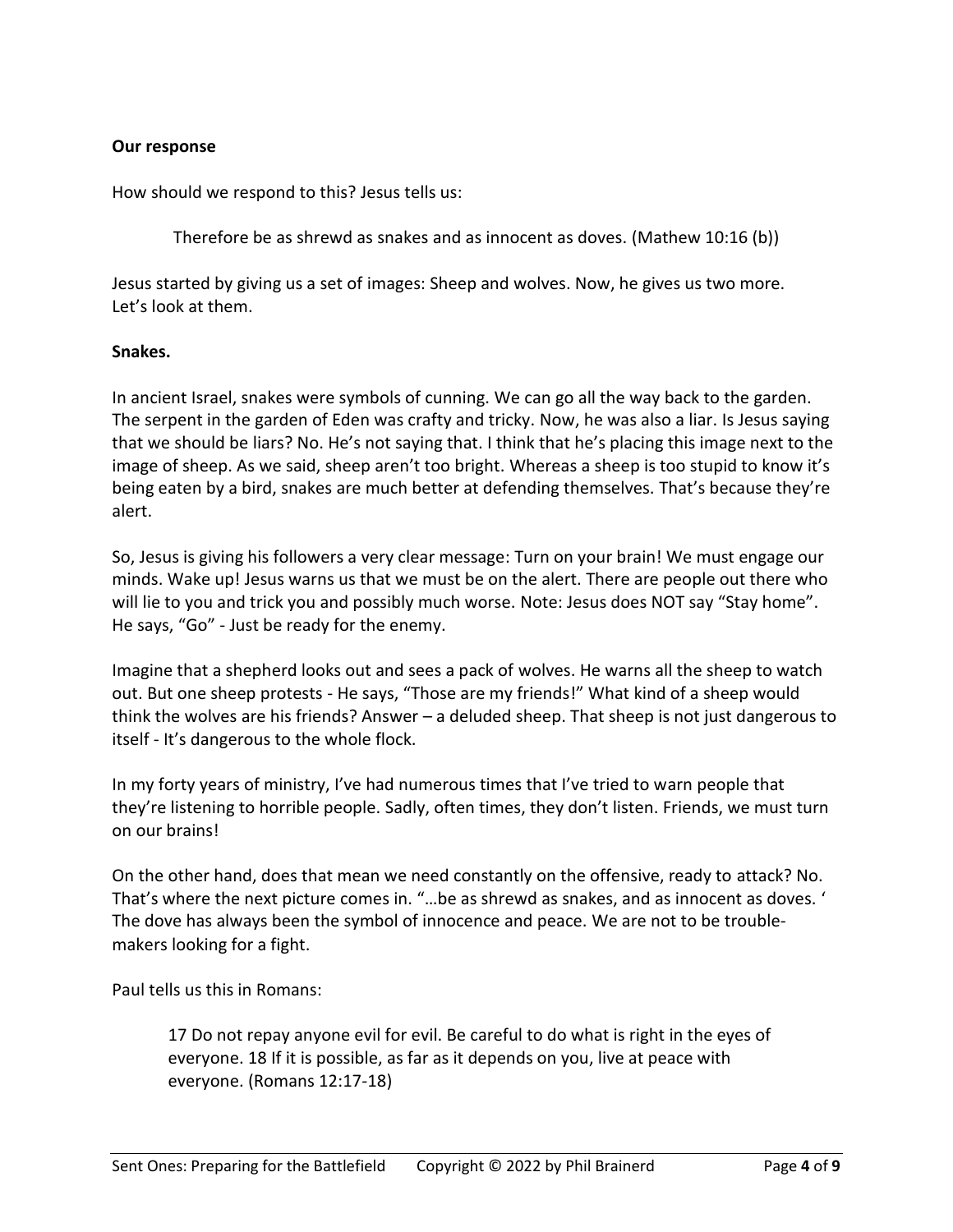**Our response**

How should we respond to this? Jesus tells us:

> Therefore be as shrewd as snakes and as innocent as doves. (Mathew 10:16 (b))

Jesus started by giving us a set of images: Sheep and wolves. Now, he gives us two more. Let's look at them.

**Snakes.**

In ancient Israel, snakes were symbols of cunning. We can go all the way back to the garden. The serpent in the garden of Eden was crafty and tricky. Now, he was also a liar. Is Jesus saying that we should be liars? No. He's not saying that. I think that he's placing this image next to the image of sheep. As we said, sheep aren't too bright. Whereas a sheep is too stupid to know it's being eaten by a bird, snakes are much better at defending themselves. That's because they're alert.

So, Jesus is giving his followers a very clear message: Turn on your brain! We must engage our minds. Wake up! Jesus warns us that we must be on the alert. There are people out there who will lie to you and trick you and possibly much worse. Note: Jesus does NOT say "Stay home". He says, "Go" - Just be ready for the enemy.

Imagine that a shepherd looks out and sees a pack of wolves. He warns all the sheep to watch out. But one sheep protests - He says, "Those are my friends!" What kind of a sheep would think the wolves are his friends? Answer – a deluded sheep. That sheep is not just dangerous to itself - It's dangerous to the whole flock.

In my forty years of ministry, I've had numerous times that I've tried to warn people that they're listening to horrible people. Sadly, often times, they don't listen. Friends, we must turn on our brains!

On the other hand, does that mean we need constantly on the offensive, ready to attack? No. That's where the next picture comes in. "…be as shrewd as snakes, and as innocent as doves. ' The dove has always been the symbol of innocence and peace. We are not to be trouble-makers looking for a fight.

Paul tells us this in Romans:

> 17 Do not repay anyone evil for evil. Be careful to do what is right in the eyes of everyone. 18 If it is possible, as far as it depends on you, live at peace with everyone. (Romans 12:17-18)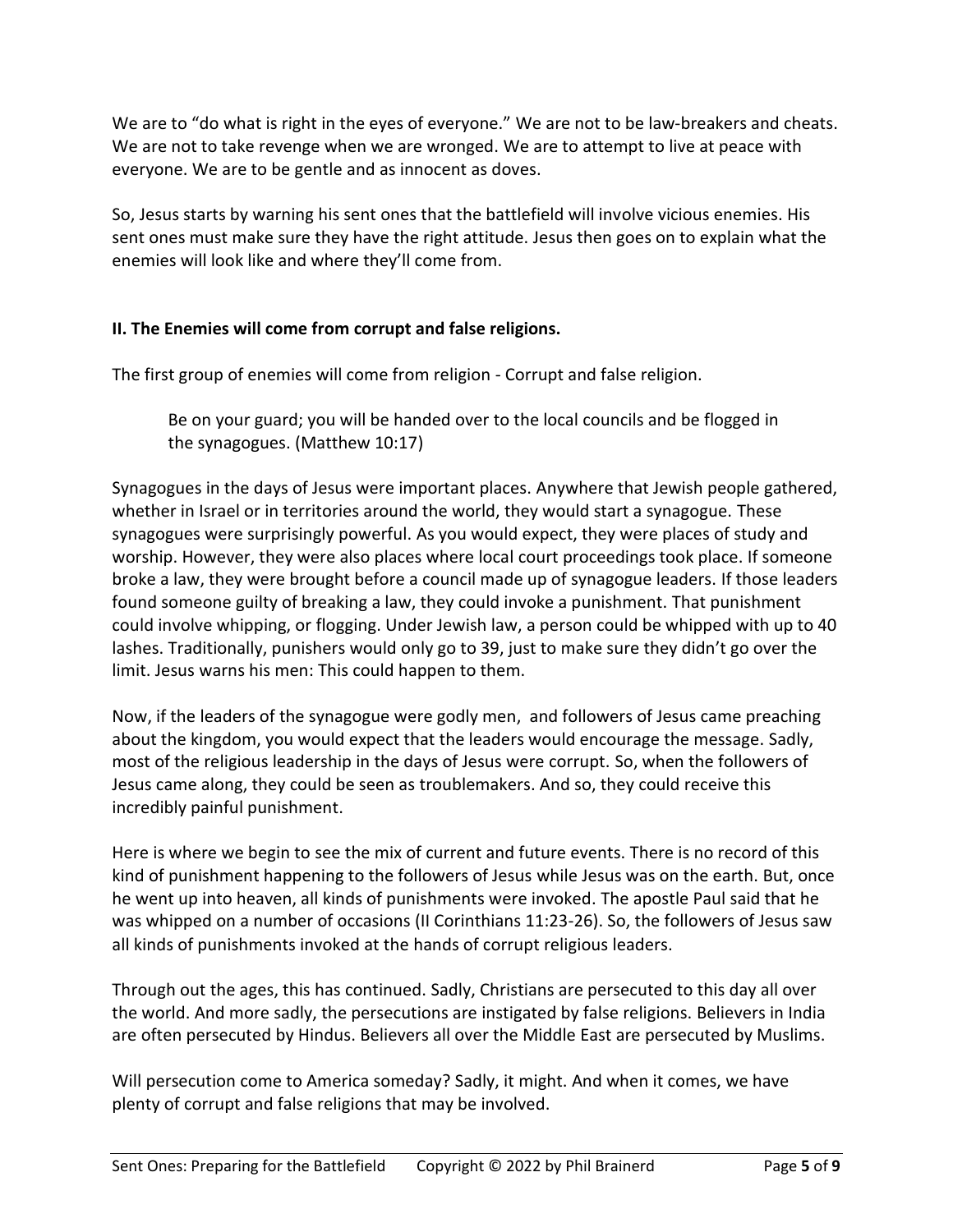We are to "do what is right in the eyes of everyone." We are not to be law-breakers and cheats. We are not to take revenge when we are wronged. We are to attempt to live at peace with everyone. We are to be gentle and as innocent as doves.

So, Jesus starts by warning his sent ones that the battlefield will involve vicious enemies. His sent ones must make sure they have the right attitude. Jesus then goes on to explain what the enemies will look like and where they'll come from.

**II. The Enemies will come from corrupt and false religions.**

The first group of enemies will come from religion - Corrupt and false religion.

> Be on your guard; you will be handed over to the local councils and be flogged in the synagogues. (Matthew 10:17)

Synagogues in the days of Jesus were important places. Anywhere that Jewish people gathered, whether in Israel or in territories around the world, they would start a synagogue. These synagogues were surprisingly powerful. As you would expect, they were places of study and worship. However, they were also places where local court proceedings took place. If someone broke a law, they were brought before a council made up of synagogue leaders. If those leaders found someone guilty of breaking a law, they could invoke a punishment. That punishment could involve whipping, or flogging. Under Jewish law, a person could be whipped with up to 40 lashes. Traditionally, punishers would only go to 39, just to make sure they didn't go over the limit. Jesus warns his men: This could happen to them.

Now, if the leaders of the synagogue were godly men, and followers of Jesus came preaching about the kingdom, you would expect that the leaders would encourage the message. Sadly, most of the religious leadership in the days of Jesus were corrupt. So, when the followers of Jesus came along, they could be seen as troublemakers. And so, they could receive this incredibly painful punishment.

Here is where we begin to see the mix of current and future events. There is no record of this kind of punishment happening to the followers of Jesus while Jesus was on the earth. But, once he went up into heaven, all kinds of punishments were invoked. The apostle Paul said that he was whipped on a number of occasions (II Corinthians 11:23-26). So, the followers of Jesus saw all kinds of punishments invoked at the hands of corrupt religious leaders.

Through out the ages, this has continued. Sadly, Christians are persecuted to this day all over the world. And more sadly, the persecutions are instigated by false religions. Believers in India are often persecuted by Hindus. Believers all over the Middle East are persecuted by Muslims.

Will persecution come to America someday? Sadly, it might. And when it comes, we have plenty of corrupt and false religions that may be involved.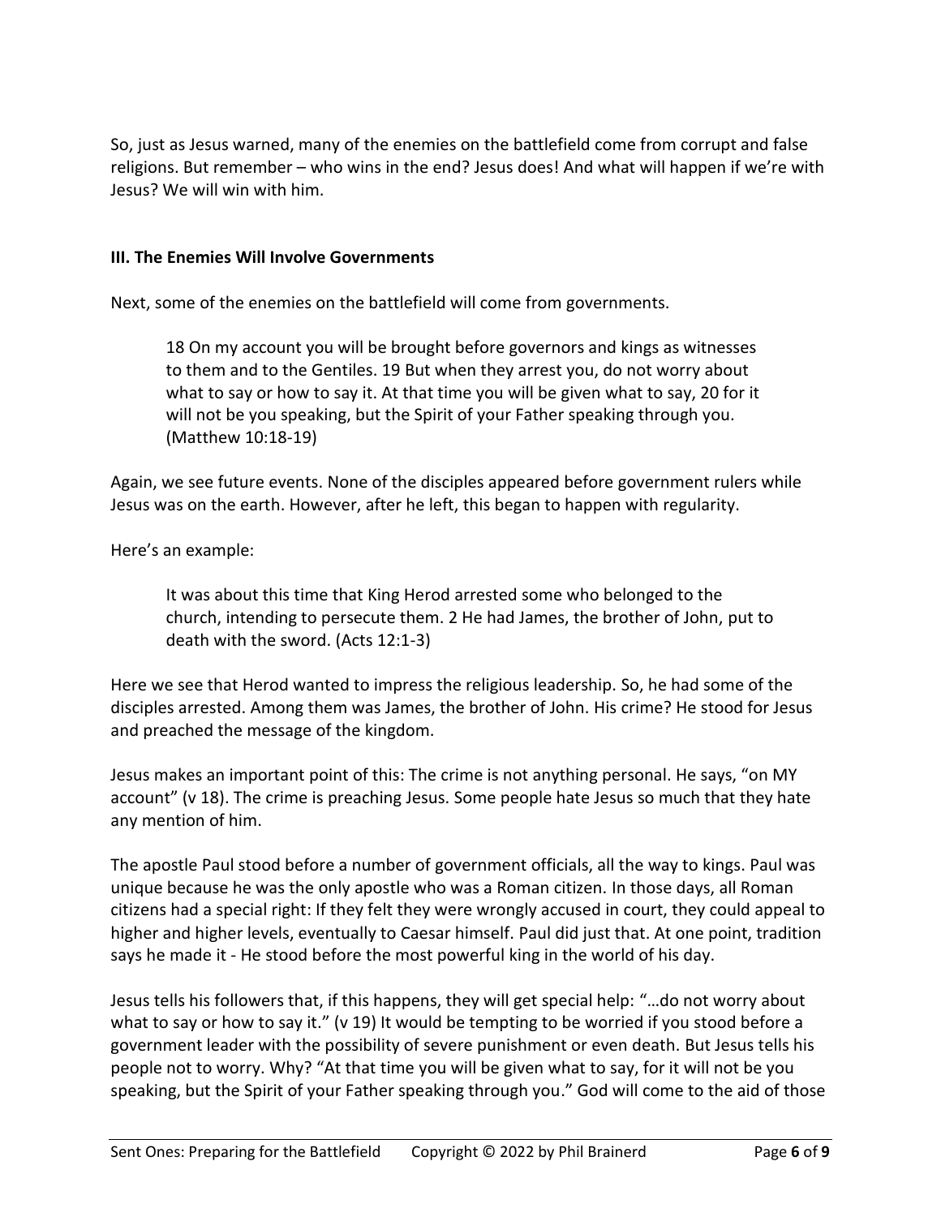So, just as Jesus warned, many of the enemies on the battlefield come from corrupt and false religions. But remember – who wins in the end? Jesus does! And what will happen if we're with Jesus? We will win with him.

### III. The Enemies Will Involve Governments

Next, some of the enemies on the battlefield will come from governments.

> 18 On my account you will be brought before governors and kings as witnesses to them and to the Gentiles. 19 But when they arrest you, do not worry about what to say or how to say it. At that time you will be given what to say, 20 for it will not be you speaking, but the Spirit of your Father speaking through you. (Matthew 10:18-19)

Again, we see future events. None of the disciples appeared before government rulers while Jesus was on the earth. However, after he left, this began to happen with regularity.

Here's an example:

> It was about this time that King Herod arrested some who belonged to the church, intending to persecute them. 2 He had James, the brother of John, put to death with the sword. (Acts 12:1-3)

Here we see that Herod wanted to impress the religious leadership. So, he had some of the disciples arrested. Among them was James, the brother of John. His crime? He stood for Jesus and preached the message of the kingdom.

Jesus makes an important point of this: The crime is not anything personal. He says, "on MY account" (v 18). The crime is preaching Jesus. Some people hate Jesus so much that they hate any mention of him.

The apostle Paul stood before a number of government officials, all the way to kings. Paul was unique because he was the only apostle who was a Roman citizen. In those days, all Roman citizens had a special right: If they felt they were wrongly accused in court, they could appeal to higher and higher levels, eventually to Caesar himself. Paul did just that. At one point, tradition says he made it - He stood before the most powerful king in the world of his day.

Jesus tells his followers that, if this happens, they will get special help: "…do not worry about what to say or how to say it." (v 19) It would be tempting to be worried if you stood before a government leader with the possibility of severe punishment or even death. But Jesus tells his people not to worry. Why? "At that time you will be given what to say, for it will not be you speaking, but the Spirit of your Father speaking through you." God will come to the aid of those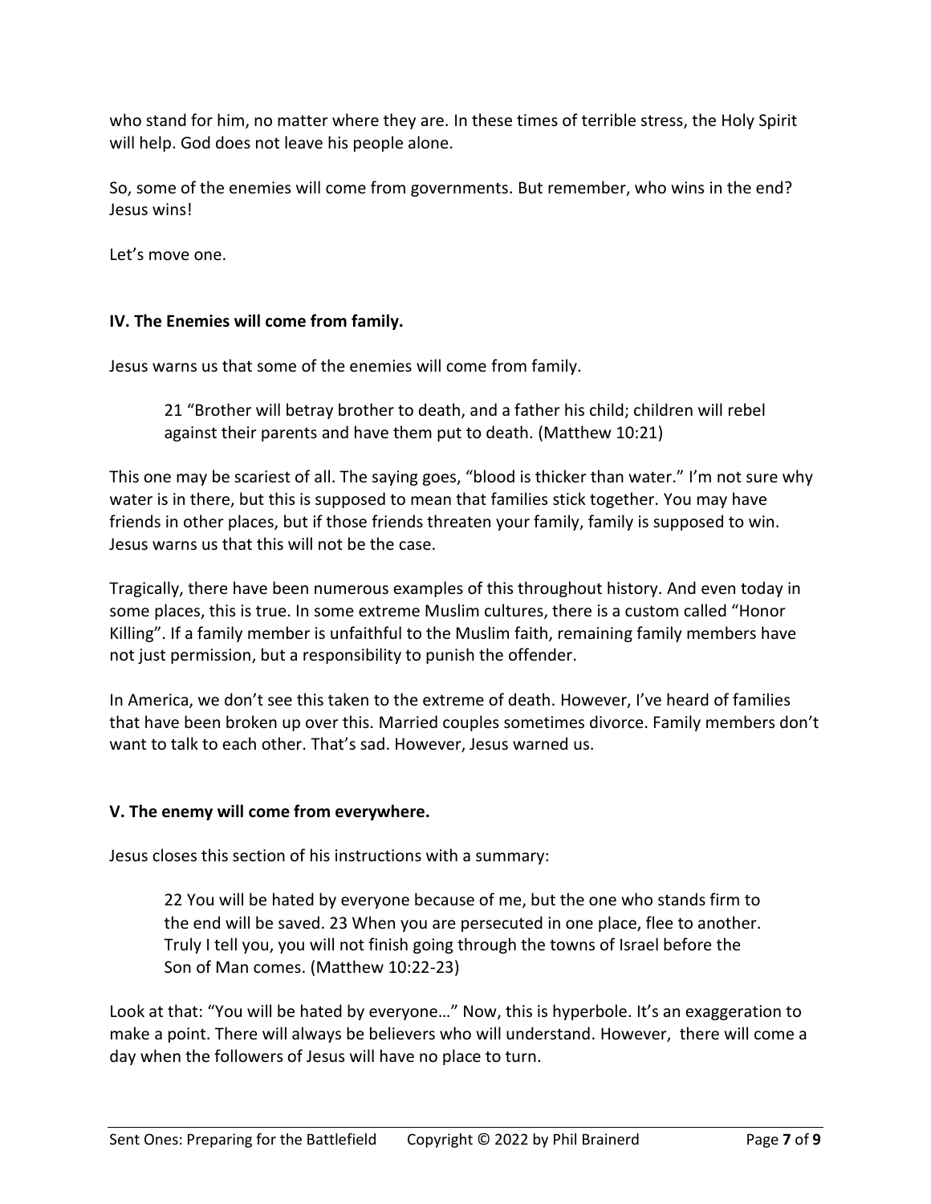who stand for him, no matter where they are. In these times of terrible stress, the Holy Spirit will help. God does not leave his people alone.

So, some of the enemies will come from governments. But remember, who wins in the end? Jesus wins!

Let's move one.

### IV. The Enemies will come from family.

Jesus warns us that some of the enemies will come from family.

> 21 "Brother will betray brother to death, and a father his child; children will rebel against their parents and have them put to death. (Matthew 10:21)

This one may be scariest of all. The saying goes, "blood is thicker than water." I'm not sure why water is in there, but this is supposed to mean that families stick together. You may have friends in other places, but if those friends threaten your family, family is supposed to win. Jesus warns us that this will not be the case.

Tragically, there have been numerous examples of this throughout history. And even today in some places, this is true. In some extreme Muslim cultures, there is a custom called "Honor Killing". If a family member is unfaithful to the Muslim faith, remaining family members have not just permission, but a responsibility to punish the offender.

In America, we don't see this taken to the extreme of death. However, I've heard of families that have been broken up over this. Married couples sometimes divorce. Family members don't want to talk to each other. That's sad. However, Jesus warned us.

### V. The enemy will come from everywhere.

Jesus closes this section of his instructions with a summary:

> 22 You will be hated by everyone because of me, but the one who stands firm to the end will be saved. 23 When you are persecuted in one place, flee to another. Truly I tell you, you will not finish going through the towns of Israel before the Son of Man comes. (Matthew 10:22-23)

Look at that: "You will be hated by everyone…" Now, this is hyperbole. It's an exaggeration to make a point. There will always be believers who will understand. However, there will come a day when the followers of Jesus will have no place to turn.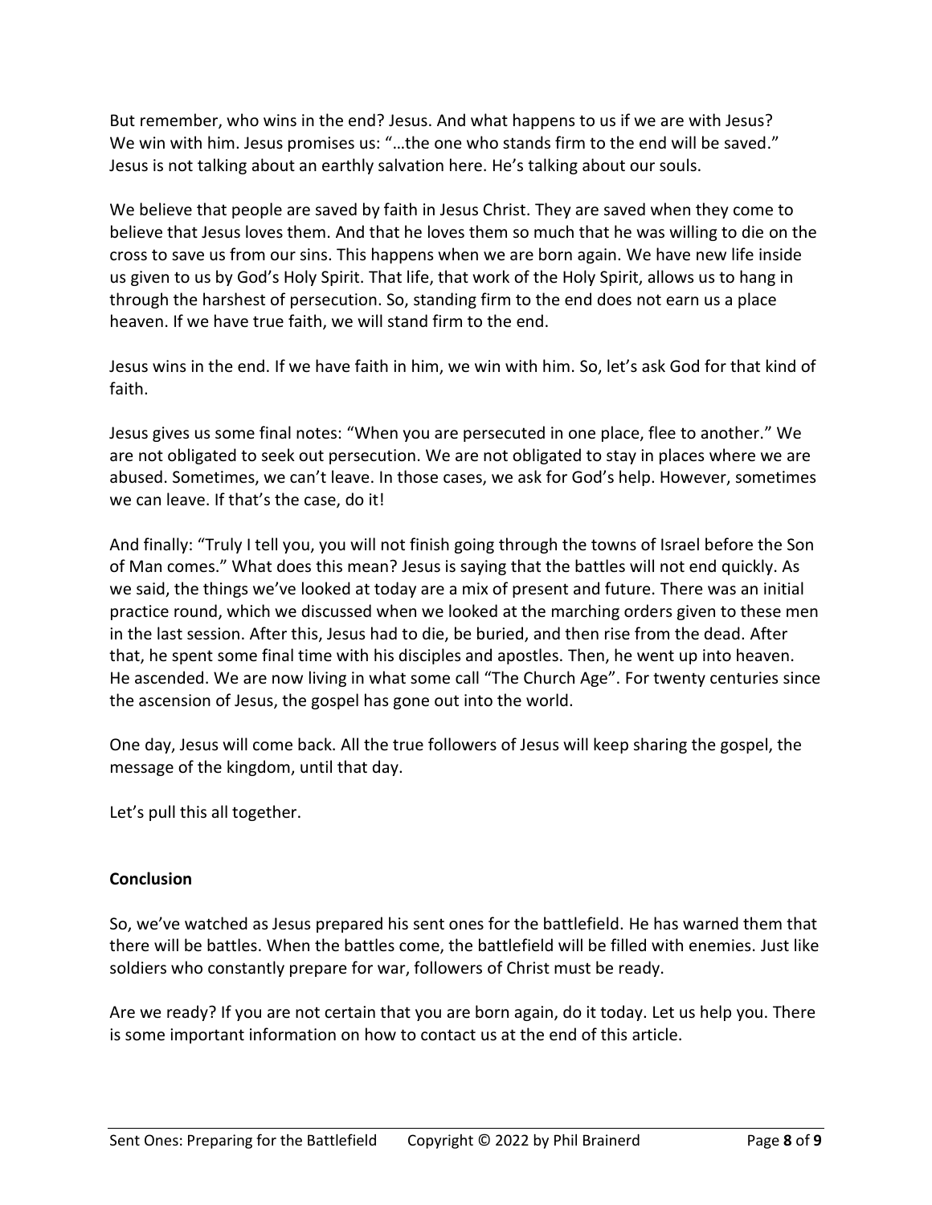But remember, who wins in the end? Jesus. And what happens to us if we are with Jesus? We win with him. Jesus promises us: "…the one who stands firm to the end will be saved." Jesus is not talking about an earthly salvation here. He's talking about our souls.

We believe that people are saved by faith in Jesus Christ. They are saved when they come to believe that Jesus loves them. And that he loves them so much that he was willing to die on the cross to save us from our sins. This happens when we are born again. We have new life inside us given to us by God's Holy Spirit. That life, that work of the Holy Spirit, allows us to hang in through the harshest of persecution. So, standing firm to the end does not earn us a place heaven. If we have true faith, we will stand firm to the end.

Jesus wins in the end. If we have faith in him, we win with him. So, let's ask God for that kind of faith.

Jesus gives us some final notes: "When you are persecuted in one place, flee to another." We are not obligated to seek out persecution. We are not obligated to stay in places where we are abused. Sometimes, we can't leave. In those cases, we ask for God's help. However, sometimes we can leave. If that's the case, do it!

And finally: "Truly I tell you, you will not finish going through the towns of Israel before the Son of Man comes." What does this mean? Jesus is saying that the battles will not end quickly. As we said, the things we've looked at today are a mix of present and future. There was an initial practice round, which we discussed when we looked at the marching orders given to these men in the last session. After this, Jesus had to die, be buried, and then rise from the dead. After that, he spent some final time with his disciples and apostles. Then, he went up into heaven. He ascended. We are now living in what some call "The Church Age". For twenty centuries since the ascension of Jesus, the gospel has gone out into the world.

One day, Jesus will come back. All the true followers of Jesus will keep sharing the gospel, the message of the kingdom, until that day.

Let's pull this all together.

**Conclusion**

So, we've watched as Jesus prepared his sent ones for the battlefield. He has warned them that there will be battles. When the battles come, the battlefield will be filled with enemies. Just like soldiers who constantly prepare for war, followers of Christ must be ready.

Are we ready? If you are not certain that you are born again, do it today. Let us help you. There is some important information on how to contact us at the end of this article.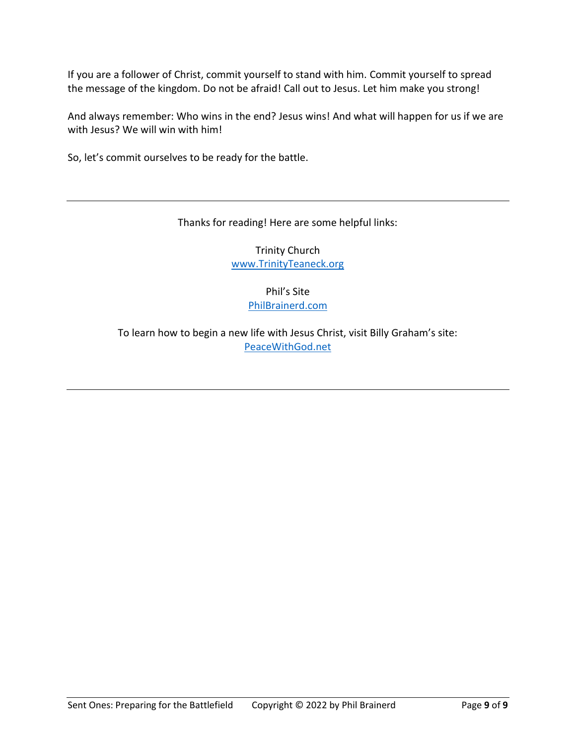If you are a follower of Christ, commit yourself to stand with him. Commit yourself to spread the message of the kingdom. Do not be afraid! Call out to Jesus. Let him make you strong!

And always remember: Who wins in the end? Jesus wins! And what will happen for us if we are with Jesus? We will win with him!

So, let's commit ourselves to be ready for the battle.

---

Thanks for reading! Here are some helpful links:

Trinity Church
www.TrinityTeaneck.org

Phil's Site
PhilBrainerd.com

To learn how to begin a new life with Jesus Christ, visit Billy Graham's site:
PeaceWithGod.net

---